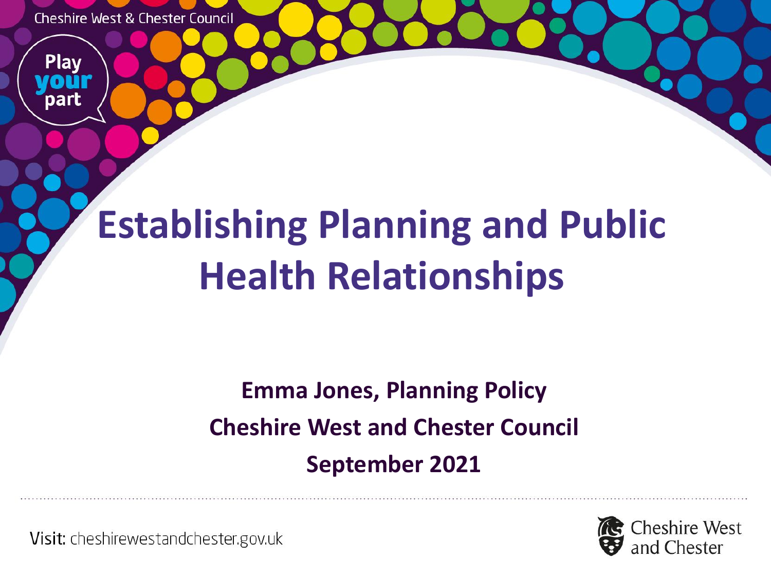Cheshire West & Chester Council

Play your part

# Establishing Planning and Public Health Relationships

**Emma Jones, Planning Policy**

**Cheshire West and Chester Council**

**September 2021**

Visit: cheshirewestandchester.gov.uk

Cheshire West and Chester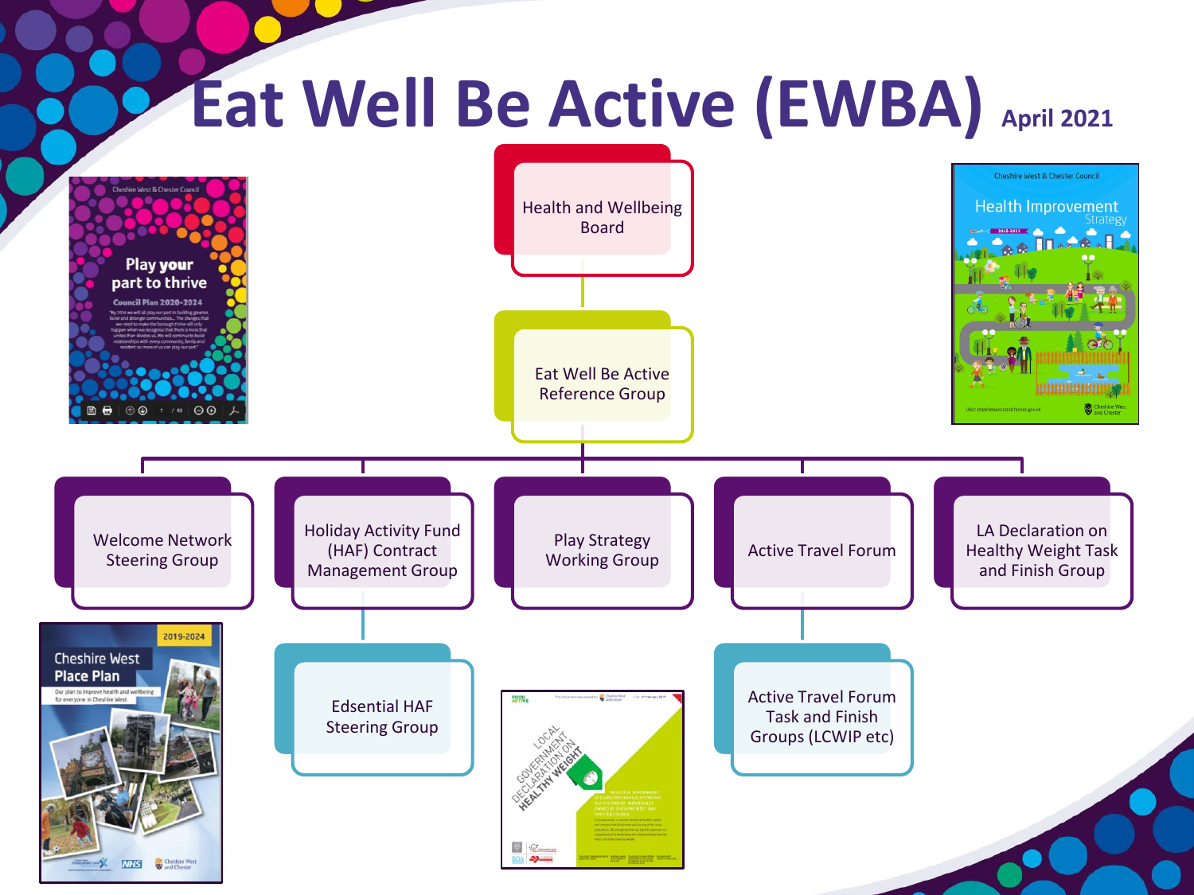# Eat Well Be Active (EWBA) April 2021

- Health and Wellbeing Board
  - Eat Well Be Active Reference Group
    - Welcome Network Steering Group
    - Holiday Activity Fund (HAF) Contract Management Group
      - Edsential HAF Steering Group
    - Play Strategy Working Group
    - Active Travel Forum
      - Active Travel Forum Task and Finish Groups (LCWIP etc)
    - LA Declaration on Healthy Weight Task and Finish Group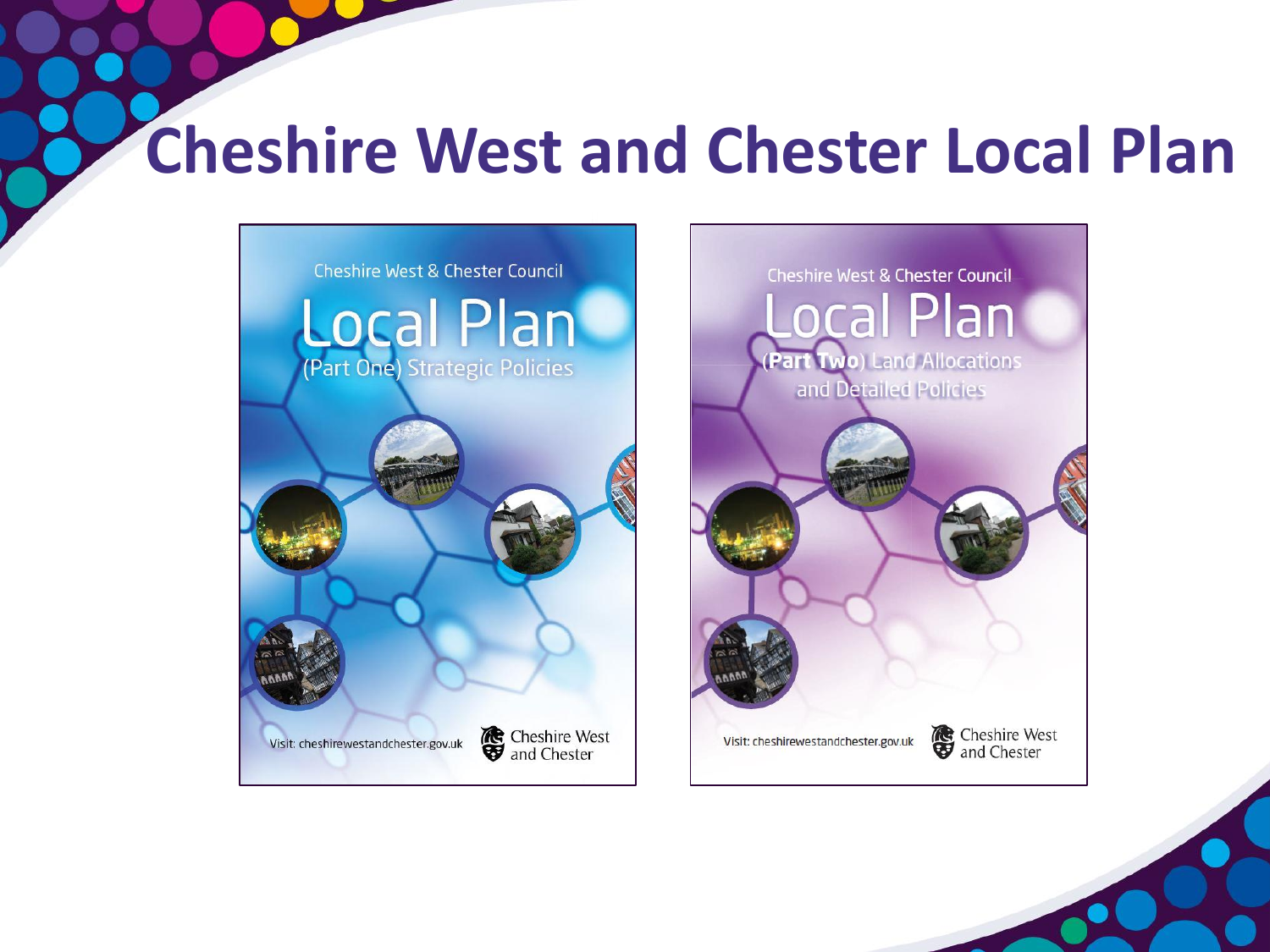# Cheshire West and Chester Local Plan

Cheshire West & Chester Council

Local Plan

(Part One) Strategic Policies

Visit: cheshirewestandchester.gov.uk

Cheshire West and Chester

Cheshire West & Chester Council

Local Plan

(**Part Two**) Land Allocations and Detailed Policies

Visit: cheshirewestandchester.gov.uk

Cheshire West and Chester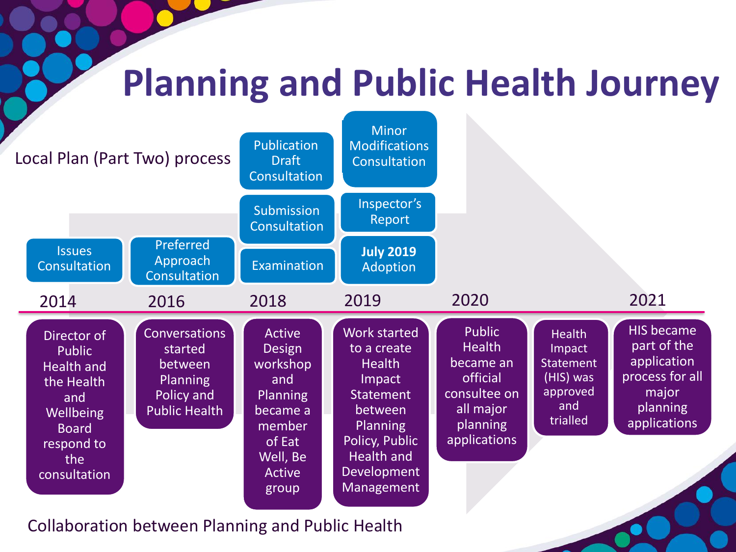# Planning and Public Health Journey

## Local Plan (Part Two) process

| Year | Local Plan (Part Two) process |
| --- | --- |
| 2014 | Issues Consultation |
| 2016 | Preferred Approach Consultation |
| 2018 | Publication Draft Consultation; Submission Consultation; Examination |
| 2019 | Minor Modifications Consultation; Inspector's Report; **July 2019** Adoption |

## Collaboration between Planning and Public Health

| Year | Collaboration between Planning and Public Health |
| --- | --- |
| 2014 | Director of Public Health and the Health and Wellbeing Board respond to the consultation |
| 2016 | Conversations started between Planning Policy and Public Health |
| 2018 | Active Design workshop and Planning became a member of Eat Well, Be Active group |
| 2019 | Work started to a create Health Impact Statement between Planning Policy, Public Health and Development Management |
| 2020 | Public Health became an official consultee on all major planning applications |
| 2020–2021 | Health Impact Statement (HIS) was approved and trialled |
| 2021 | HIS became part of the application process for all major planning applications |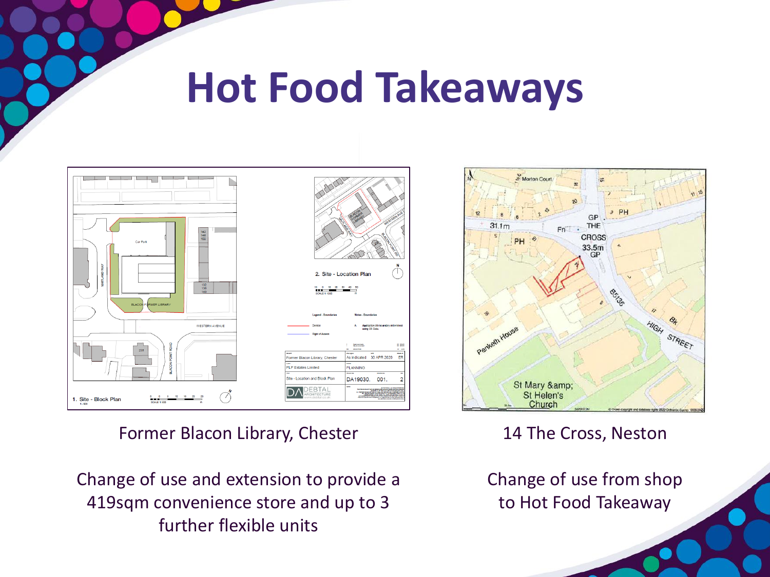# Hot Food Takeaways

Former Blacon Library, Chester

Change of use and extension to provide a 419sqm convenience store and up to 3 further flexible units

14 The Cross, Neston

Change of use from shop to Hot Food Takeaway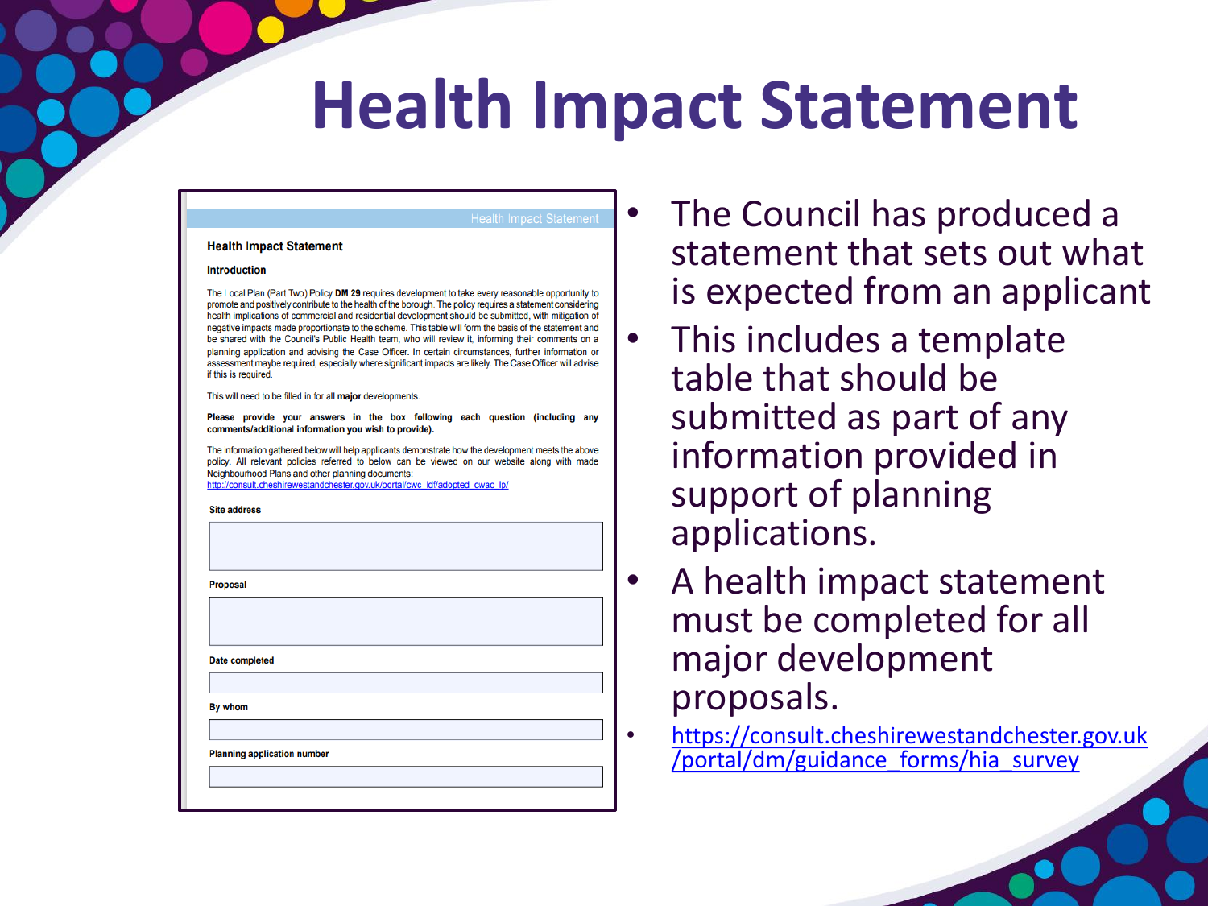# Health Impact Statement

Health Impact Statement

**Health Impact Statement**

**Introduction**

The Local Plan (Part Two) Policy **DM 29** requires development to take every reasonable opportunity to promote and positively contribute to the health of the borough. The policy requires a statement considering health implications of commercial and residential development should be submitted, with mitigation of negative impacts made proportionate to the scheme. This table will form the basis of the statement and be shared with the Council's Public Health team, who will review it, informing their comments on a planning application and advising the Case Officer. In certain circumstances, further information or assessment maybe required, especially where significant impacts are likely. The Case Officer will advise if this is required.

This will need to be filled in for all **major** developments.

**Please provide your answers in the box following each question (including any comments/additional information you wish to provide).**

The information gathered below will help applicants demonstrate how the development meets the above policy. All relevant policies referred to below can be viewed on our website along with made Neighbourhood Plans and other planning documents: http://consult.cheshirewestandchester.gov.uk/portal/cwc_ldf/adopted_cwac_lp/

**Site address**

**Proposal**

**Date completed**

**By whom**

**Planning application number**

- The Council has produced a statement that sets out what is expected from an applicant
- This includes a template table that should be submitted as part of any information provided in support of planning applications.
- A health impact statement must be completed for all major development proposals.
- https://consult.cheshirewestandchester.gov.uk/portal/dm/guidance_forms/hia_survey